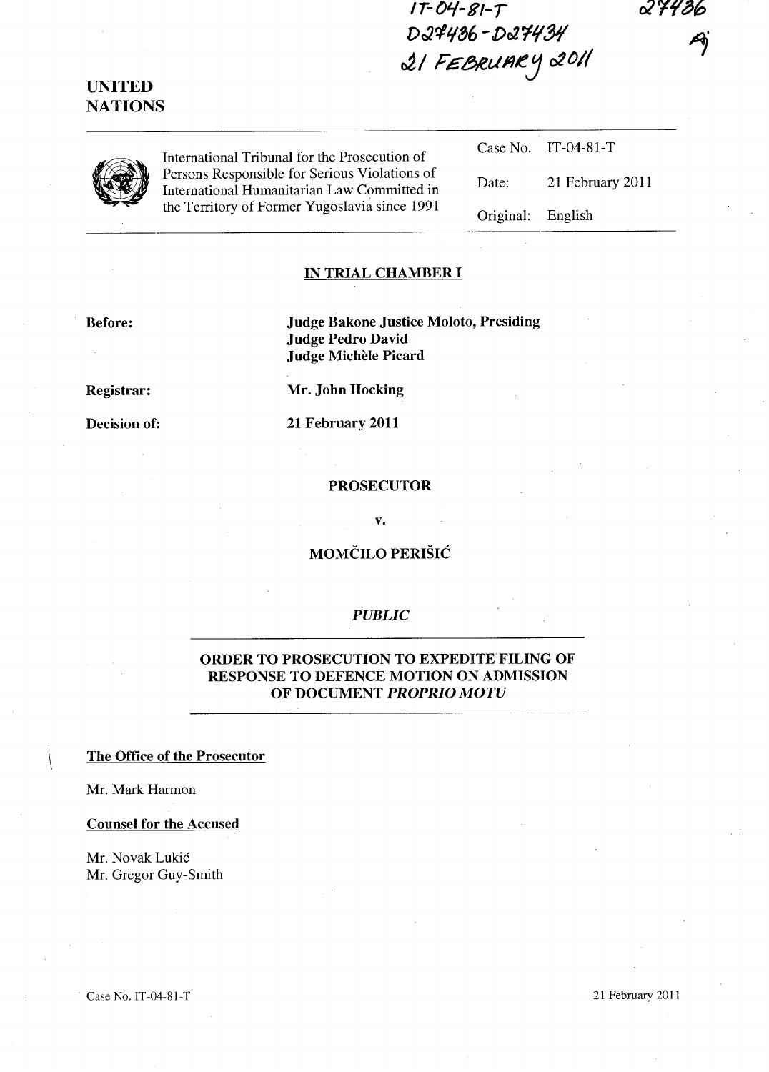IT-04-81-T
D27436 - D27434
21 FEBRUARY 2011

27436

UNITED NATIONS

International Tribunal for the Prosecution of Persons Responsible for Serious Violations of International Humanitarian Law Committed in the Territory of Former Yugoslavia since 1991

| | |
|---|---|
| Case No. | IT-04-81-T |
| Date: | 21 February 2011 |
| Original: | English |

**IN TRIAL CHAMBER I**

**Before:** **Judge Bakone Justice Moloto, Presiding**
**Judge Pedro David**
**Judge Michèle Picard**

**Registrar:** **Mr. John Hocking**

**Decision of:** **21 February 2011**

**PROSECUTOR**

**v.**

**MOMČILO PERIŠIĆ**

***PUBLIC***

**ORDER TO PROSECUTION TO EXPEDITE FILING OF RESPONSE TO DEFENCE MOTION ON ADMISSION OF DOCUMENT *PROPRIO MOTU***

**The Office of the Prosecutor**

Mr. Mark Harmon

**Counsel for the Accused**

Mr. Novak Lukić
Mr. Gregor Guy-Smith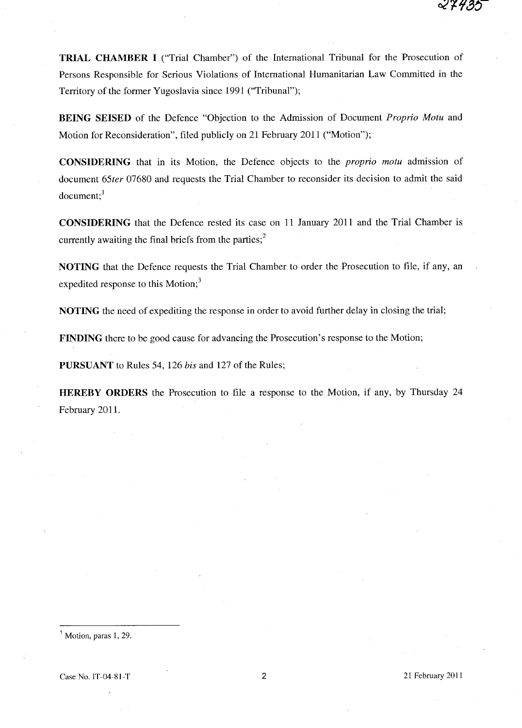**TRIAL CHAMBER I** ("Trial Chamber") of the International Tribunal for the Prosecution of Persons Responsible for Serious Violations of International Humanitarian Law Committed in the Territory of the former Yugoslavia since 1991 ("Tribunal");

**BEING SEISED** of the Defence "Objection to the Admission of Document *Proprio Motu* and Motion for Reconsideration", filed publicly on 21 February 2011 ("Motion");

**CONSIDERING** that in its Motion, the Defence objects to the *proprio motu* admission of document 65*ter* 07680 and requests the Trial Chamber to reconsider its decision to admit the said document;[1]

**CONSIDERING** that the Defence rested its case on 11 January 2011 and the Trial Chamber is currently awaiting the final briefs from the parties;[2]

**NOTING** that the Defence requests the Trial Chamber to order the Prosecution to file, if any, an expedited response to this Motion;[3]

**NOTING** the need of expediting the response in order to avoid further delay in closing the trial;

**FINDING** there to be good cause for advancing the Prosecution's response to the Motion;

**PURSUANT** to Rules 54, 126 *bis* and 127 of the Rules;

**HEREBY ORDERS** the Prosecution to file a response to the Motion, if any, by Thursday 24 February 2011.

---

[1] Motion, paras 1, 29.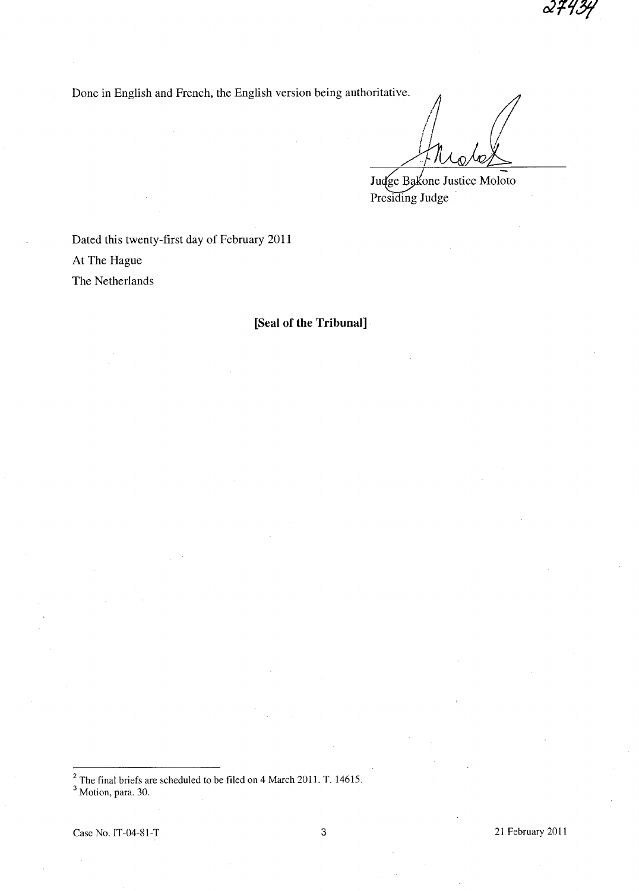Done in English and French, the English version being authoritative.

Judge Bakone Justice Moloto
Presiding Judge

Dated this twenty-first day of February 2011
At The Hague
The Netherlands

**[Seal of the Tribunal]**

[2] The final briefs are scheduled to be filed on 4 March 2011. T. 14615.
[3] Motion, para. 30.